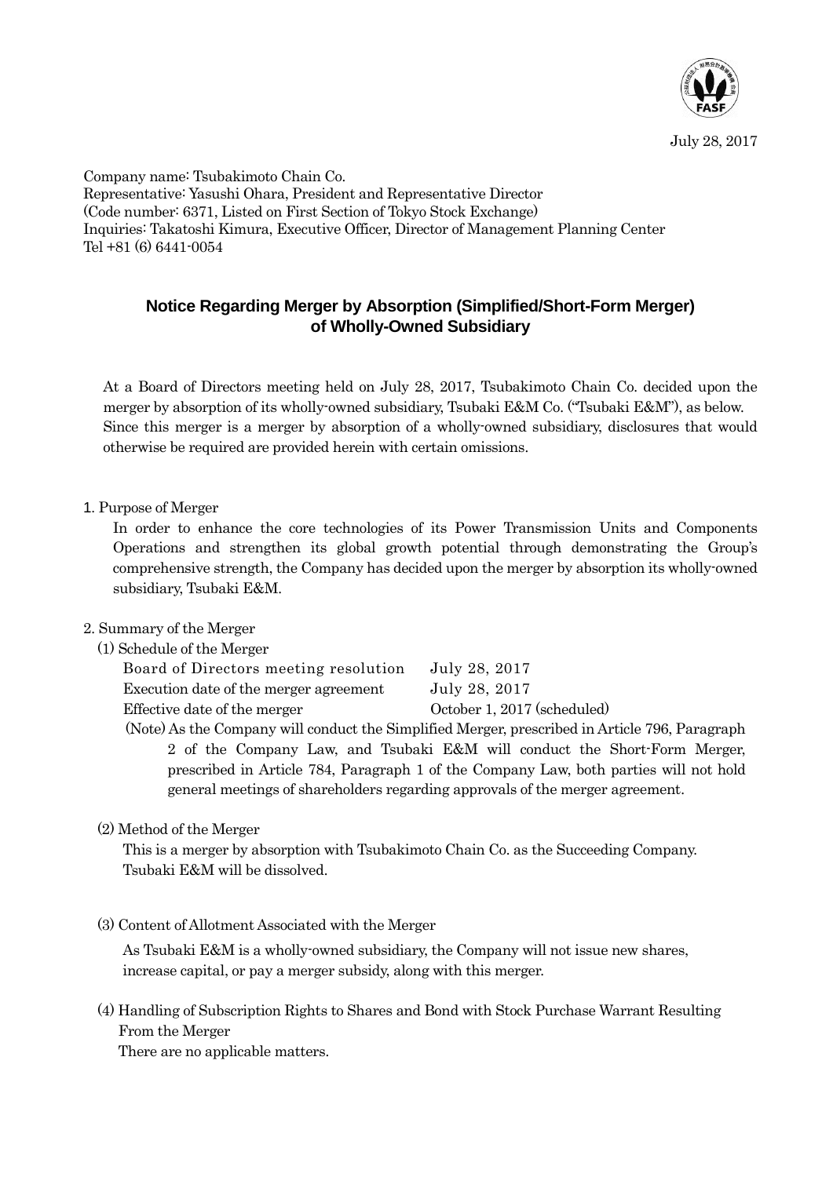July 28, 2017

Company name: Tsubakimoto Chain Co.
Representative: Yasushi Ohara, President and Representative Director
(Code number: 6371, Listed on First Section of Tokyo Stock Exchange)
Inquiries: Takatoshi Kimura, Executive Officer, Director of Management Planning Center
Tel +81 (6) 6441-0054

# Notice Regarding Merger by Absorption (Simplified/Short-Form Merger) of Wholly-Owned Subsidiary

At a Board of Directors meeting held on July 28, 2017, Tsubakimoto Chain Co. decided upon the merger by absorption of its wholly-owned subsidiary, Tsubaki E&M Co. ("Tsubaki E&M"), as below. Since this merger is a merger by absorption of a wholly-owned subsidiary, disclosures that would otherwise be required are provided herein with certain omissions.

## 1. Purpose of Merger

In order to enhance the core technologies of its Power Transmission Units and Components Operations and strengthen its global growth potential through demonstrating the Group's comprehensive strength, the Company has decided upon the merger by absorption its wholly-owned subsidiary, Tsubaki E&M.

## 2. Summary of the Merger

### (1) Schedule of the Merger

| | |
|---|---|
| Board of Directors meeting resolution | July 28, 2017 |
| Execution date of the merger agreement | July 28, 2017 |
| Effective date of the merger | October 1, 2017 (scheduled) |

(Note) As the Company will conduct the Simplified Merger, prescribed in Article 796, Paragraph 2 of the Company Law, and Tsubaki E&M will conduct the Short-Form Merger, prescribed in Article 784, Paragraph 1 of the Company Law, both parties will not hold general meetings of shareholders regarding approvals of the merger agreement.

### (2) Method of the Merger

This is a merger by absorption with Tsubakimoto Chain Co. as the Succeeding Company. Tsubaki E&M will be dissolved.

### (3) Content of Allotment Associated with the Merger

As Tsubaki E&M is a wholly-owned subsidiary, the Company will not issue new shares, increase capital, or pay a merger subsidy, along with this merger.

### (4) Handling of Subscription Rights to Shares and Bond with Stock Purchase Warrant Resulting From the Merger

There are no applicable matters.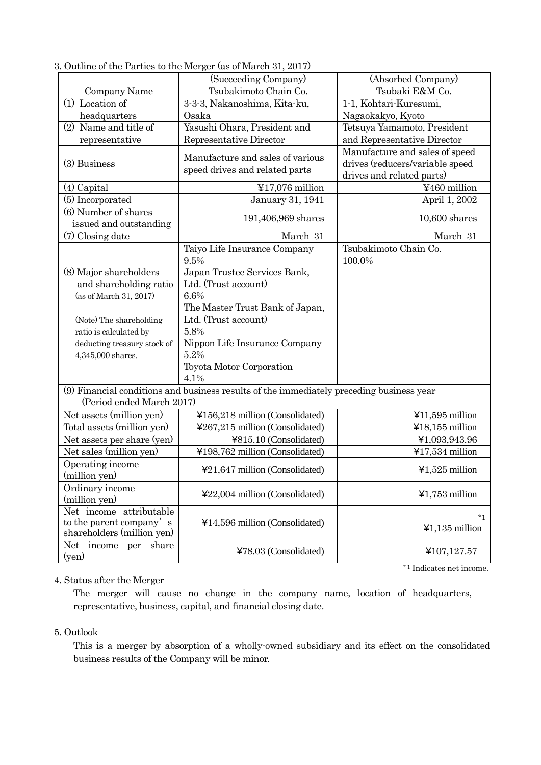3. Outline of the Parties to the Merger (as of March 31, 2017)

| | (Succeeding Company) | (Absorbed Company) |
|---|---|---|
| Company Name | Tsubakimoto Chain Co. | Tsubaki E&M Co. |
| (1) Location of headquarters | 3-3-3, Nakanoshima, Kita-ku, Osaka | 1-1, Kohtari-Kuresumi, Nagaokakyo, Kyoto |
| (2) Name and title of representative | Yasushi Ohara, President and Representative Director | Tetsuya Yamamoto, President and Representative Director |
| (3) Business | Manufacture and sales of various speed drives and related parts | Manufacture and sales of speed drives (reducers/variable speed drives and related parts) |
| (4) Capital | ¥17,076 million | ¥460 million |
| (5) Incorporated | January 31, 1941 | April 1, 2002 |
| (6) Number of shares issued and outstanding | 191,406,969 shares | 10,600 shares |
| (7) Closing date | March 31 | March 31 |
| (8) Major shareholders and shareholding ratio (as of March 31, 2017)<br><br>(Note) The shareholding ratio is calculated by deducting treasury stock of 4,345,000 shares. | Taiyo Life Insurance Company 9.5%<br>Japan Trustee Services Bank, Ltd. (Trust account) 6.6%<br>The Master Trust Bank of Japan, Ltd. (Trust account) 5.8%<br>Nippon Life Insurance Company 5.2%<br>Toyota Motor Corporation 4.1% | Tsubakimoto Chain Co. 100.0% |
| (9) Financial conditions and business results of the immediately preceding business year (Period ended March 2017) | | |
| Net assets (million yen) | ¥156,218 million (Consolidated) | ¥11,595 million |
| Total assets (million yen) | ¥267,215 million (Consolidated) | ¥18,155 million |
| Net assets per share (yen) | ¥815.10 (Consolidated) | ¥1,093,943.96 |
| Net sales (million yen) | ¥198,762 million (Consolidated) | ¥17,534 million |
| Operating income (million yen) | ¥21,647 million (Consolidated) | ¥1,525 million |
| Ordinary income (million yen) | ¥22,004 million (Consolidated) | ¥1,753 million |
| Net income attributable to the parent company's shareholders (million yen) | ¥14,596 million (Consolidated) | *1 ¥1,135 million |
| Net income per share (yen) | ¥78.03 (Consolidated) | ¥107,127.57 |

*1 Indicates net income.

4. Status after the Merger

The merger will cause no change in the company name, location of headquarters, representative, business, capital, and financial closing date.

5. Outlook

This is a merger by absorption of a wholly-owned subsidiary and its effect on the consolidated business results of the Company will be minor.